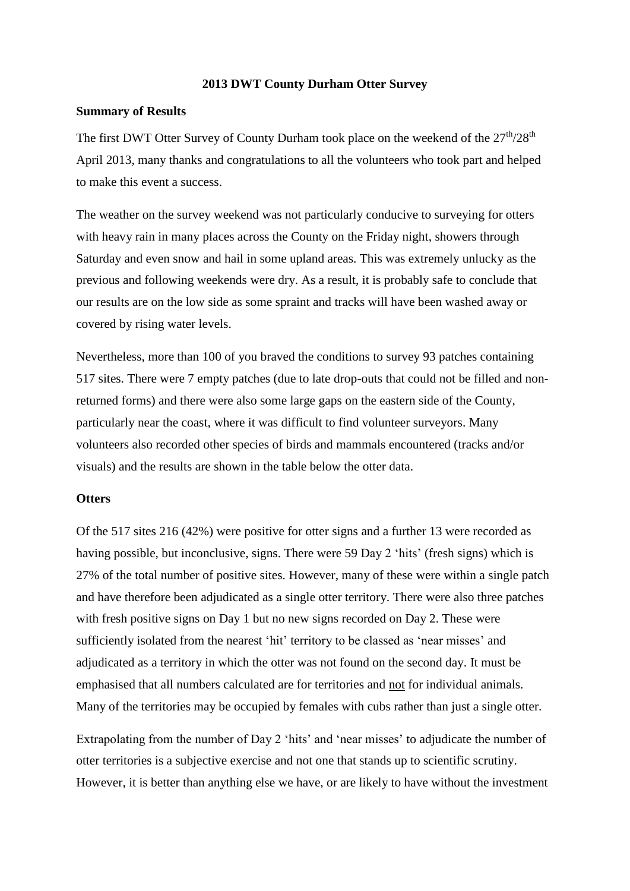# 2013 DWT County Durham Otter Survey

## Summary of Results

The first DWT Otter Survey of County Durham took place on the weekend of the $27^{th}/28^{th}$ April 2013, many thanks and congratulations to all the volunteers who took part and helped to make this event a success.

The weather on the survey weekend was not particularly conducive to surveying for otters with heavy rain in many places across the County on the Friday night, showers through Saturday and even snow and hail in some upland areas. This was extremely unlucky as the previous and following weekends were dry. As a result, it is probably safe to conclude that our results are on the low side as some spraint and tracks will have been washed away or covered by rising water levels.

Nevertheless, more than 100 of you braved the conditions to survey 93 patches containing 517 sites. There were 7 empty patches (due to late drop-outs that could not be filled and non-returned forms) and there were also some large gaps on the eastern side of the County, particularly near the coast, where it was difficult to find volunteer surveyors. Many volunteers also recorded other species of birds and mammals encountered (tracks and/or visuals) and the results are shown in the table below the otter data.

## Otters

Of the 517 sites 216 (42%) were positive for otter signs and a further 13 were recorded as having possible, but inconclusive, signs. There were 59 Day 2 'hits' (fresh signs) which is 27% of the total number of positive sites. However, many of these were within a single patch and have therefore been adjudicated as a single otter territory. There were also three patches with fresh positive signs on Day 1 but no new signs recorded on Day 2. These were sufficiently isolated from the nearest 'hit' territory to be classed as 'near misses' and adjudicated as a territory in which the otter was not found on the second day. It must be emphasised that all numbers calculated are for territories and not for individual animals. Many of the territories may be occupied by females with cubs rather than just a single otter.

Extrapolating from the number of Day 2 'hits' and 'near misses' to adjudicate the number of otter territories is a subjective exercise and not one that stands up to scientific scrutiny. However, it is better than anything else we have, or are likely to have without the investment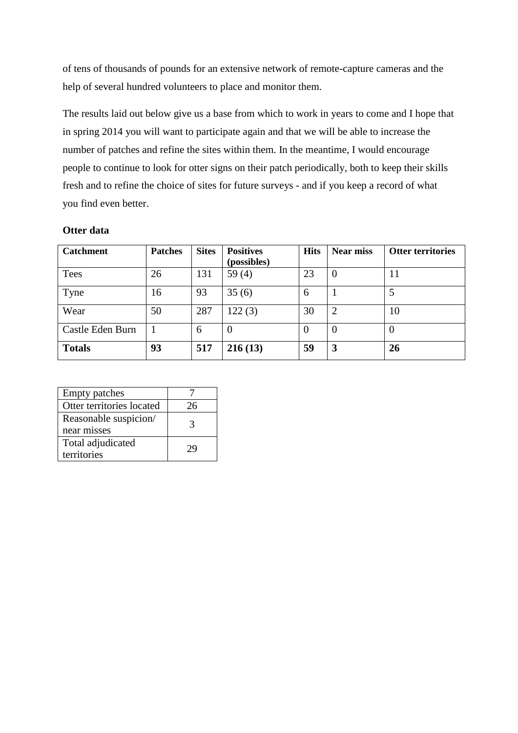of tens of thousands of pounds for an extensive network of remote-capture cameras and the help of several hundred volunteers to place and monitor them.

The results laid out below give us a base from which to work in years to come and I hope that in spring 2014 you will want to participate again and that we will be able to increase the number of patches and refine the sites within them. In the meantime, I would encourage people to continue to look for otter signs on their patch periodically, both to keep their skills fresh and to refine the choice of sites for future surveys - and if you keep a record of what you find even better.

**Otter data**

| Catchment | Patches | Sites | Positives (possibles) | Hits | Near miss | Otter territories |
|---|---|---|---|---|---|---|
| Tees | 26 | 131 | 59 (4) | 23 | 0 | 11 |
| Tyne | 16 | 93 | 35 (6) | 6 | 1 | 5 |
| Wear | 50 | 287 | 122 (3) | 30 | 2 | 10 |
| Castle Eden Burn | 1 | 6 | 0 | 0 | 0 | 0 |
| **Totals** | **93** | **517** | **216 (13)** | **59** | **3** | **26** |

| | |
|---|---|
| Empty patches | 7 |
| Otter territories located | 26 |
| Reasonable suspicion/ near misses | 3 |
| Total adjudicated territories | 29 |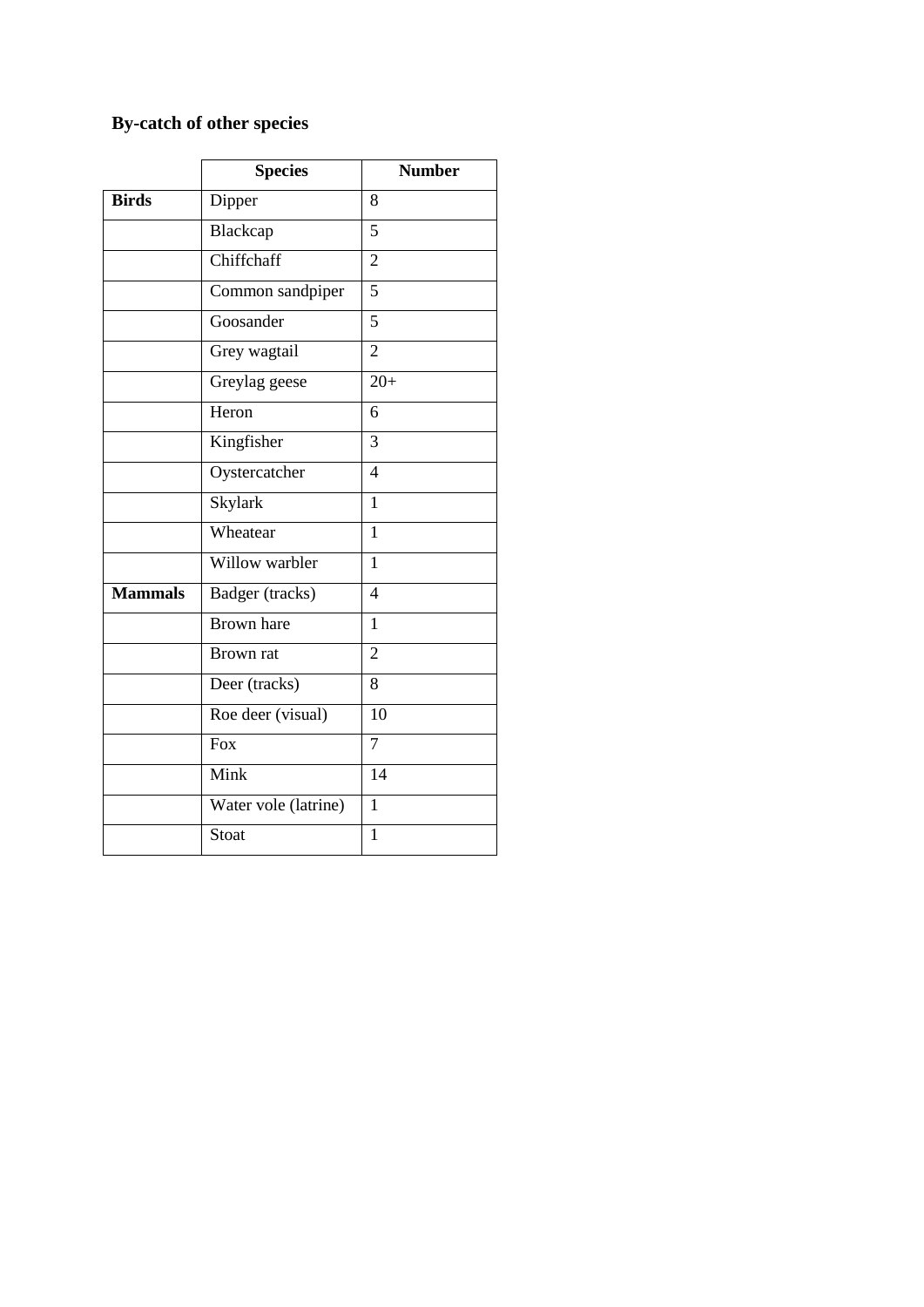**By-catch of other species**

| | Species | Number |
|---|---|---|
| **Birds** | Dipper | 8 |
| | Blackcap | 5 |
| | Chiffchaff | 2 |
| | Common sandpiper | 5 |
| | Goosander | 5 |
| | Grey wagtail | 2 |
| | Greylag geese | 20+ |
| | Heron | 6 |
| | Kingfisher | 3 |
| | Oystercatcher | 4 |
| | Skylark | 1 |
| | Wheatear | 1 |
| | Willow warbler | 1 |
| **Mammals** | Badger (tracks) | 4 |
| | Brown hare | 1 |
| | Brown rat | 2 |
| | Deer (tracks) | 8 |
| | Roe deer (visual) | 10 |
| | Fox | 7 |
| | Mink | 14 |
| | Water vole (latrine) | 1 |
| | Stoat | 1 |